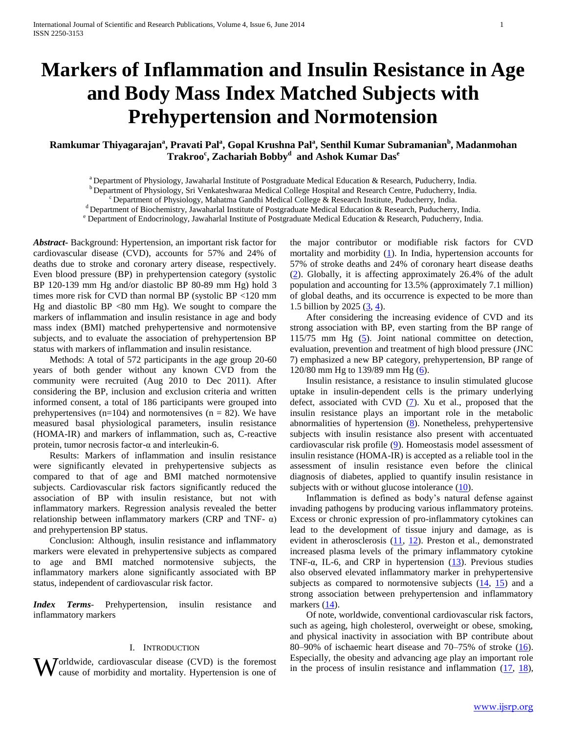# Markers of Inflammation and Insulin Resistance in Age and Body Mass Index Matched Subjects with Prehypertension and Normotension

**Ramkumar Thiyagarajan[a], Pravati Pal[a], Gopal Krushna Pal[a], Senthil Kumar Subramanian[b], Madanmohan Trakroo[c], Zachariah Bobby[d] and Ashok Kumar Das[e]**

[a] Department of Physiology, Jawaharlal Institute of Postgraduate Medical Education & Research, Puducherry, India.
[b] Department of Physiology, Sri Venkateshwaraa Medical College Hospital and Research Centre, Puducherry, India.
[c] Department of Physiology, Mahatma Gandhi Medical College & Research Institute, Puducherry, India.
[d] Department of Biochemistry, Jawaharlal Institute of Postgraduate Medical Education & Research, Puducherry, India.
[e] Department of Endocrinology, Jawaharlal Institute of Postgraduate Medical Education & Research, Puducherry, India.

***Abstract***- Background: Hypertension, an important risk factor for cardiovascular disease (CVD), accounts for 57% and 24% of deaths due to stroke and coronary artery disease, respectively. Even blood pressure (BP) in prehypertension category (systolic BP 120-139 mm Hg and/or diastolic BP 80-89 mm Hg) hold 3 times more risk for CVD than normal BP (systolic BP <120 mm Hg and diastolic BP <80 mm Hg). We sought to compare the markers of inflammation and insulin resistance in age and body mass index (BMI) matched prehypertensive and normotensive subjects, and to evaluate the association of prehypertension BP status with markers of inflammation and insulin resistance.

Methods: A total of 572 participants in the age group 20-60 years of both gender without any known CVD from the community were recruited (Aug 2010 to Dec 2011). After considering the BP, inclusion and exclusion criteria and written informed consent, a total of 186 participants were grouped into prehypertensives (n=104) and normotensives (n = 82). We have measured basal physiological parameters, insulin resistance (HOMA-IR) and markers of inflammation, such as, C-reactive protein, tumor necrosis factor-α and interleukin-6.

Results: Markers of inflammation and insulin resistance were significantly elevated in prehypertensive subjects as compared to that of age and BMI matched normotensive subjects. Cardiovascular risk factors significantly reduced the association of BP with insulin resistance, but not with inflammatory markers. Regression analysis revealed the better relationship between inflammatory markers (CRP and TNF- α) and prehypertension BP status.

Conclusion: Although, insulin resistance and inflammatory markers were elevated in prehypertensive subjects as compared to age and BMI matched normotensive subjects, the inflammatory markers alone significantly associated with BP status, independent of cardiovascular risk factor.

***Index Terms***- Prehypertension, insulin resistance and inflammatory markers

## I. Introduction

Worldwide, cardiovascular disease (CVD) is the foremost cause of morbidity and mortality. Hypertension is one of the major contributor or modifiable risk factors for CVD mortality and morbidity (1). In India, hypertension accounts for 57% of stroke deaths and 24% of coronary heart disease deaths (2). Globally, it is affecting approximately 26.4% of the adult population and accounting for 13.5% (approximately 7.1 million) of global deaths, and its occurrence is expected to be more than 1.5 billion by 2025 (3, 4).

After considering the increasing evidence of CVD and its strong association with BP, even starting from the BP range of 115/75 mm Hg (5). Joint national committee on detection, evaluation, prevention and treatment of high blood pressure (JNC 7) emphasized a new BP category, prehypertension, BP range of 120/80 mm Hg to 139/89 mm Hg (6).

Insulin resistance, a resistance to insulin stimulated glucose uptake in insulin-dependent cells is the primary underlying defect, associated with CVD (7). Xu et al., proposed that the insulin resistance plays an important role in the metabolic abnormalities of hypertension (8). Nonetheless, prehypertensive subjects with insulin resistance also present with accentuated cardiovascular risk profile (9). Homeostasis model assessment of insulin resistance (HOMA-IR) is accepted as a reliable tool in the assessment of insulin resistance even before the clinical diagnosis of diabetes, applied to quantify insulin resistance in subjects with or without glucose intolerance (10).

Inflammation is defined as body's natural defense against invading pathogens by producing various inflammatory proteins. Excess or chronic expression of pro-inflammatory cytokines can lead to the development of tissue injury and damage, as is evident in atherosclerosis (11, 12). Preston et al., demonstrated increased plasma levels of the primary inflammatory cytokine TNF-α, IL-6, and CRP in hypertension (13). Previous studies also observed elevated inflammatory marker in prehypertensive subjects as compared to normotensive subjects (14, 15) and a strong association between prehypertension and inflammatory markers (14).

Of note, worldwide, conventional cardiovascular risk factors, such as ageing, high cholesterol, overweight or obese, smoking, and physical inactivity in association with BP contribute about 80–90% of ischaemic heart disease and 70–75% of stroke (16). Especially, the obesity and advancing age play an important role in the process of insulin resistance and inflammation (17, 18),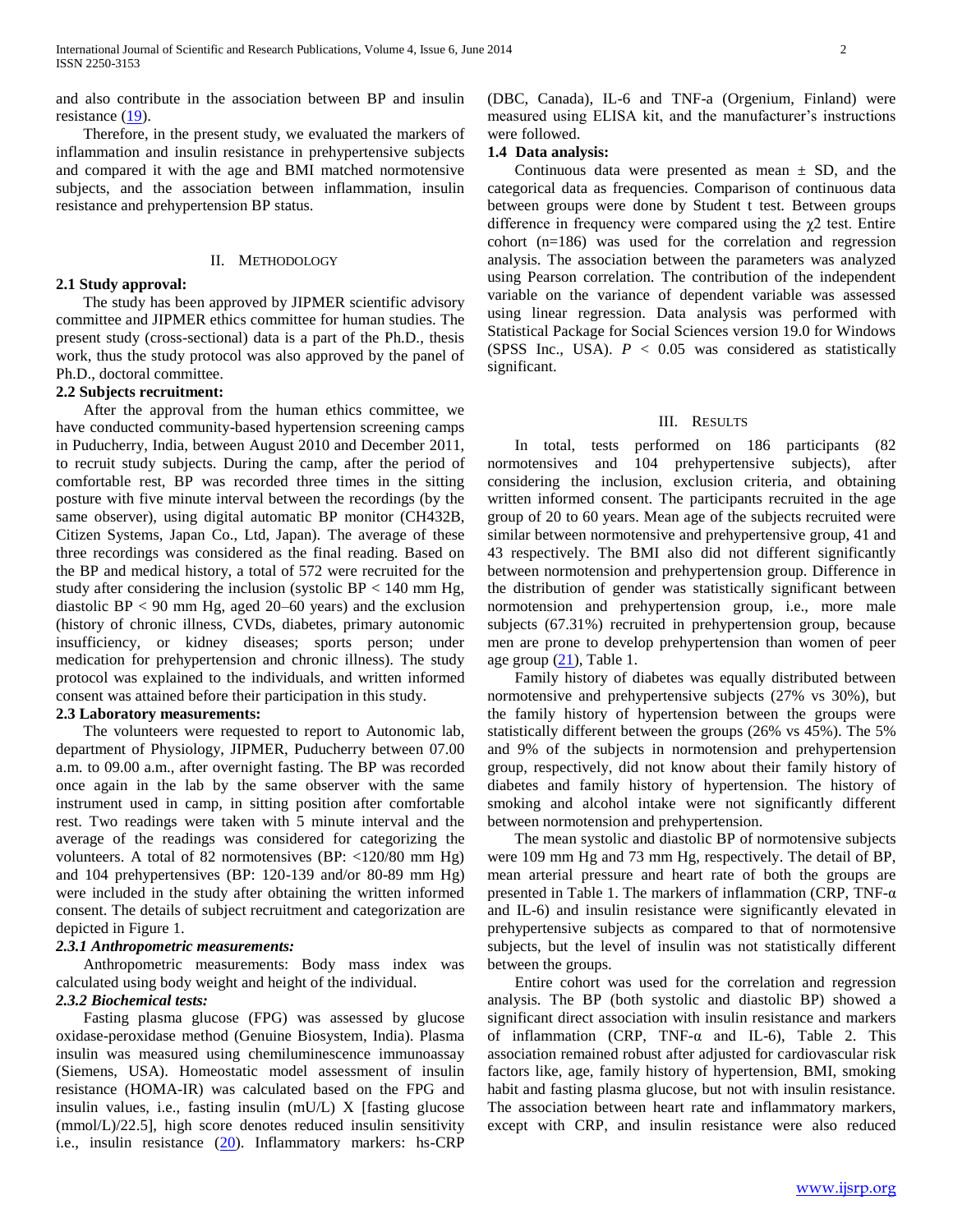and also contribute in the association between BP and insulin resistance (19).

Therefore, in the present study, we evaluated the markers of inflammation and insulin resistance in prehypertensive subjects and compared it with the age and BMI matched normotensive subjects, and the association between inflammation, insulin resistance and prehypertension BP status.

## II. Methodology

### 2.1 Study approval:

The study has been approved by JIPMER scientific advisory committee and JIPMER ethics committee for human studies. The present study (cross-sectional) data is a part of the Ph.D., thesis work, thus the study protocol was also approved by the panel of Ph.D., doctoral committee.

### 2.2 Subjects recruitment:

After the approval from the human ethics committee, we have conducted community-based hypertension screening camps in Puducherry, India, between August 2010 and December 2011, to recruit study subjects. During the camp, after the period of comfortable rest, BP was recorded three times in the sitting posture with five minute interval between the recordings (by the same observer), using digital automatic BP monitor (CH432B, Citizen Systems, Japan Co., Ltd, Japan). The average of these three recordings was considered as the final reading. Based on the BP and medical history, a total of 572 were recruited for the study after considering the inclusion (systolic BP < 140 mm Hg, diastolic BP < 90 mm Hg, aged 20–60 years) and the exclusion (history of chronic illness, CVDs, diabetes, primary autonomic insufficiency, or kidney diseases; sports person; under medication for prehypertension and chronic illness). The study protocol was explained to the individuals, and written informed consent was attained before their participation in this study.

### 2.3 Laboratory measurements:

The volunteers were requested to report to Autonomic lab, department of Physiology, JIPMER, Puducherry between 07.00 a.m. to 09.00 a.m., after overnight fasting. The BP was recorded once again in the lab by the same observer with the same instrument used in camp, in sitting position after comfortable rest. Two readings were taken with 5 minute interval and the average of the readings was considered for categorizing the volunteers. A total of 82 normotensives (BP: <120/80 mm Hg) and 104 prehypertensives (BP: 120-139 and/or 80-89 mm Hg) were included in the study after obtaining the written informed consent. The details of subject recruitment and categorization are depicted in Figure 1.

#### *2.3.1 Anthropometric measurements:*

Anthropometric measurements: Body mass index was calculated using body weight and height of the individual.

#### *2.3.2 Biochemical tests:*

Fasting plasma glucose (FPG) was assessed by glucose oxidase-peroxidase method (Genuine Biosystem, India). Plasma insulin was measured using chemiluminescence immunoassay (Siemens, USA). Homeostatic model assessment of insulin resistance (HOMA-IR) was calculated based on the FPG and insulin values, i.e., fasting insulin (mU/L) X [fasting glucose (mmol/L)/22.5], high score denotes reduced insulin sensitivity i.e., insulin resistance (20). Inflammatory markers: hs-CRP (DBC, Canada), IL-6 and TNF-a (Orgenium, Finland) were measured using ELISA kit, and the manufacturer's instructions were followed.

### 1.4 Data analysis:

Continuous data were presented as mean ± SD, and the categorical data as frequencies. Comparison of continuous data between groups were done by Student t test. Between groups difference in frequency were compared using the $\chi 2$ test. Entire cohort (n=186) was used for the correlation and regression analysis. The association between the parameters was analyzed using Pearson correlation. The contribution of the independent variable on the variance of dependent variable was assessed using linear regression. Data analysis was performed with Statistical Package for Social Sciences version 19.0 for Windows (SPSS Inc., USA). $P < 0.05$ was considered as statistically significant.

## III. Results

In total, tests performed on 186 participants (82 normotensives and 104 prehypertensive subjects), after considering the inclusion, exclusion criteria, and obtaining written informed consent. The participants recruited in the age group of 20 to 60 years. Mean age of the subjects recruited were similar between normotensive and prehypertensive group, 41 and 43 respectively. The BMI also did not different significantly between normotension and prehypertension group. Difference in the distribution of gender was statistically significant between normotension and prehypertension group, i.e., more male subjects (67.31%) recruited in prehypertension group, because men are prone to develop prehypertension than women of peer age group (21), Table 1.

Family history of diabetes was equally distributed between normotensive and prehypertensive subjects (27% vs 30%), but the family history of hypertension between the groups were statistically different between the groups (26% vs 45%). The 5% and 9% of the subjects in normotension and prehypertension group, respectively, did not know about their family history of diabetes and family history of hypertension. The history of smoking and alcohol intake were not significantly different between normotension and prehypertension.

The mean systolic and diastolic BP of normotensive subjects were 109 mm Hg and 73 mm Hg, respectively. The detail of BP, mean arterial pressure and heart rate of both the groups are presented in Table 1. The markers of inflammation (CRP, TNF-α and IL-6) and insulin resistance were significantly elevated in prehypertensive subjects as compared to that of normotensive subjects, but the level of insulin was not statistically different between the groups.

Entire cohort was used for the correlation and regression analysis. The BP (both systolic and diastolic BP) showed a significant direct association with insulin resistance and markers of inflammation (CRP, TNF-α and IL-6), Table 2. This association remained robust after adjusted for cardiovascular risk factors like, age, family history of hypertension, BMI, smoking habit and fasting plasma glucose, but not with insulin resistance. The association between heart rate and inflammatory markers, except with CRP, and insulin resistance were also reduced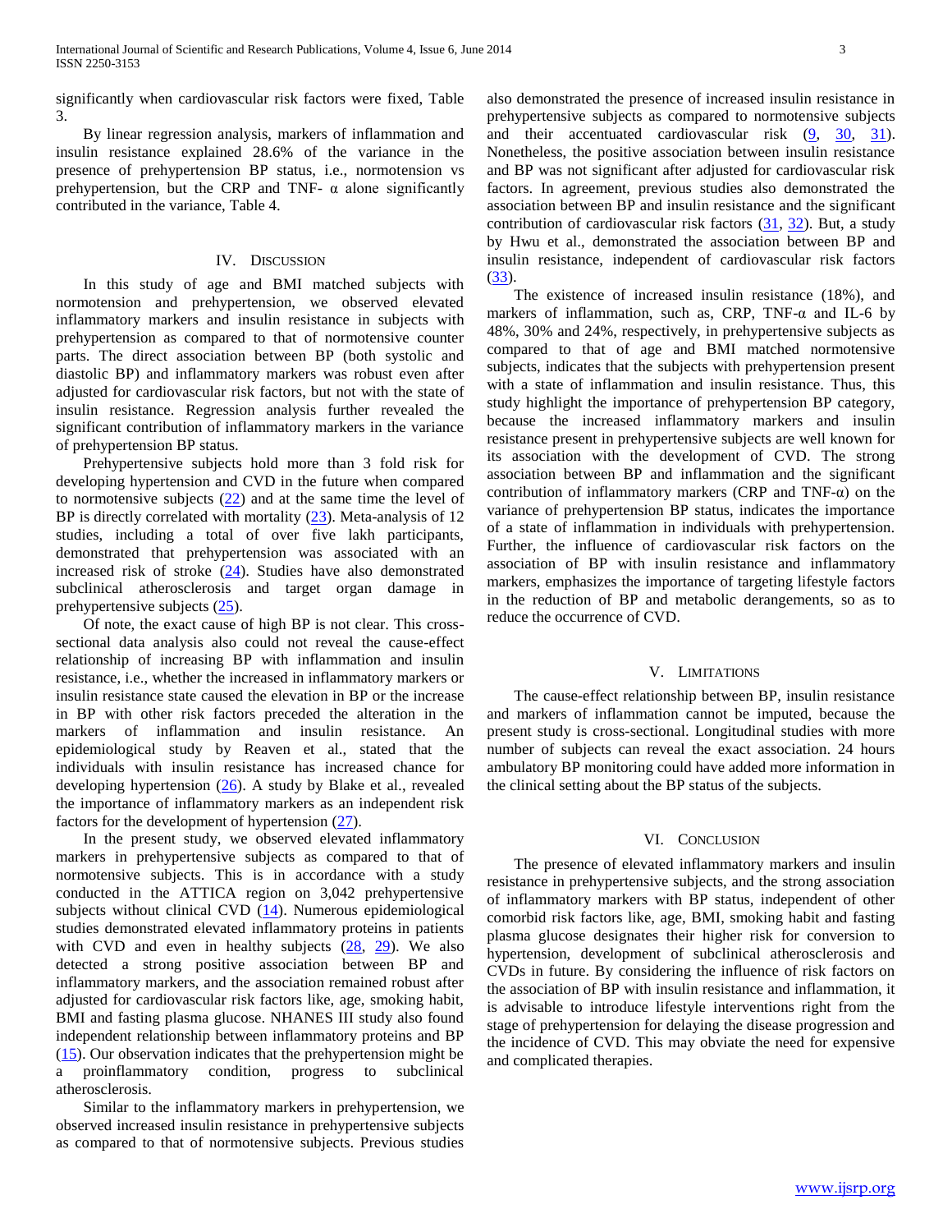significantly when cardiovascular risk factors were fixed, Table 3.

By linear regression analysis, markers of inflammation and insulin resistance explained 28.6% of the variance in the presence of prehypertension BP status, i.e., normotension vs prehypertension, but the CRP and TNF- α alone significantly contributed in the variance, Table 4.

## IV. Discussion

In this study of age and BMI matched subjects with normotension and prehypertension, we observed elevated inflammatory markers and insulin resistance in subjects with prehypertension as compared to that of normotensive counter parts. The direct association between BP (both systolic and diastolic BP) and inflammatory markers was robust even after adjusted for cardiovascular risk factors, but not with the state of insulin resistance. Regression analysis further revealed the significant contribution of inflammatory markers in the variance of prehypertension BP status.

Prehypertensive subjects hold more than 3 fold risk for developing hypertension and CVD in the future when compared to normotensive subjects (22) and at the same time the level of BP is directly correlated with mortality (23). Meta-analysis of 12 studies, including a total of over five lakh participants, demonstrated that prehypertension was associated with an increased risk of stroke (24). Studies have also demonstrated subclinical atherosclerosis and target organ damage in prehypertensive subjects (25).

Of note, the exact cause of high BP is not clear. This cross-sectional data analysis also could not reveal the cause-effect relationship of increasing BP with inflammation and insulin resistance, i.e., whether the increased in inflammatory markers or insulin resistance state caused the elevation in BP or the increase in BP with other risk factors preceded the alteration in the markers of inflammation and insulin resistance. An epidemiological study by Reaven et al., stated that the individuals with insulin resistance has increased chance for developing hypertension (26). A study by Blake et al., revealed the importance of inflammatory markers as an independent risk factors for the development of hypertension (27).

In the present study, we observed elevated inflammatory markers in prehypertensive subjects as compared to that of normotensive subjects. This is in accordance with a study conducted in the ATTICA region on 3,042 prehypertensive subjects without clinical CVD (14). Numerous epidemiological studies demonstrated elevated inflammatory proteins in patients with CVD and even in healthy subjects (28, 29). We also detected a strong positive association between BP and inflammatory markers, and the association remained robust after adjusted for cardiovascular risk factors like, age, smoking habit, BMI and fasting plasma glucose. NHANES III study also found independent relationship between inflammatory proteins and BP (15). Our observation indicates that the prehypertension might be a proinflammatory condition, progress to subclinical atherosclerosis.

Similar to the inflammatory markers in prehypertension, we observed increased insulin resistance in prehypertensive subjects as compared to that of normotensive subjects. Previous studies also demonstrated the presence of increased insulin resistance in prehypertensive subjects as compared to normotensive subjects and their accentuated cardiovascular risk (9, 30, 31). Nonetheless, the positive association between insulin resistance and BP was not significant after adjusted for cardiovascular risk factors. In agreement, previous studies also demonstrated the association between BP and insulin resistance and the significant contribution of cardiovascular risk factors (31, 32). But, a study by Hwu et al., demonstrated the association between BP and insulin resistance, independent of cardiovascular risk factors (33).

The existence of increased insulin resistance (18%), and markers of inflammation, such as, CRP, TNF-α and IL-6 by 48%, 30% and 24%, respectively, in prehypertensive subjects as compared to that of age and BMI matched normotensive subjects, indicates that the subjects with prehypertension present with a state of inflammation and insulin resistance. Thus, this study highlight the importance of prehypertension BP category, because the increased inflammatory markers and insulin resistance present in prehypertensive subjects are well known for its association with the development of CVD. The strong association between BP and inflammation and the significant contribution of inflammatory markers (CRP and TNF-α) on the variance of prehypertension BP status, indicates the importance of a state of inflammation in individuals with prehypertension. Further, the influence of cardiovascular risk factors on the association of BP with insulin resistance and inflammatory markers, emphasizes the importance of targeting lifestyle factors in the reduction of BP and metabolic derangements, so as to reduce the occurrence of CVD.

## V. Limitations

The cause-effect relationship between BP, insulin resistance and markers of inflammation cannot be imputed, because the present study is cross-sectional. Longitudinal studies with more number of subjects can reveal the exact association. 24 hours ambulatory BP monitoring could have added more information in the clinical setting about the BP status of the subjects.

## VI. Conclusion

The presence of elevated inflammatory markers and insulin resistance in prehypertensive subjects, and the strong association of inflammatory markers with BP status, independent of other comorbid risk factors like, age, BMI, smoking habit and fasting plasma glucose designates their higher risk for conversion to hypertension, development of subclinical atherosclerosis and CVDs in future. By considering the influence of risk factors on the association of BP with insulin resistance and inflammation, it is advisable to introduce lifestyle interventions right from the stage of prehypertension for delaying the disease progression and the incidence of CVD. This may obviate the need for expensive and complicated therapies.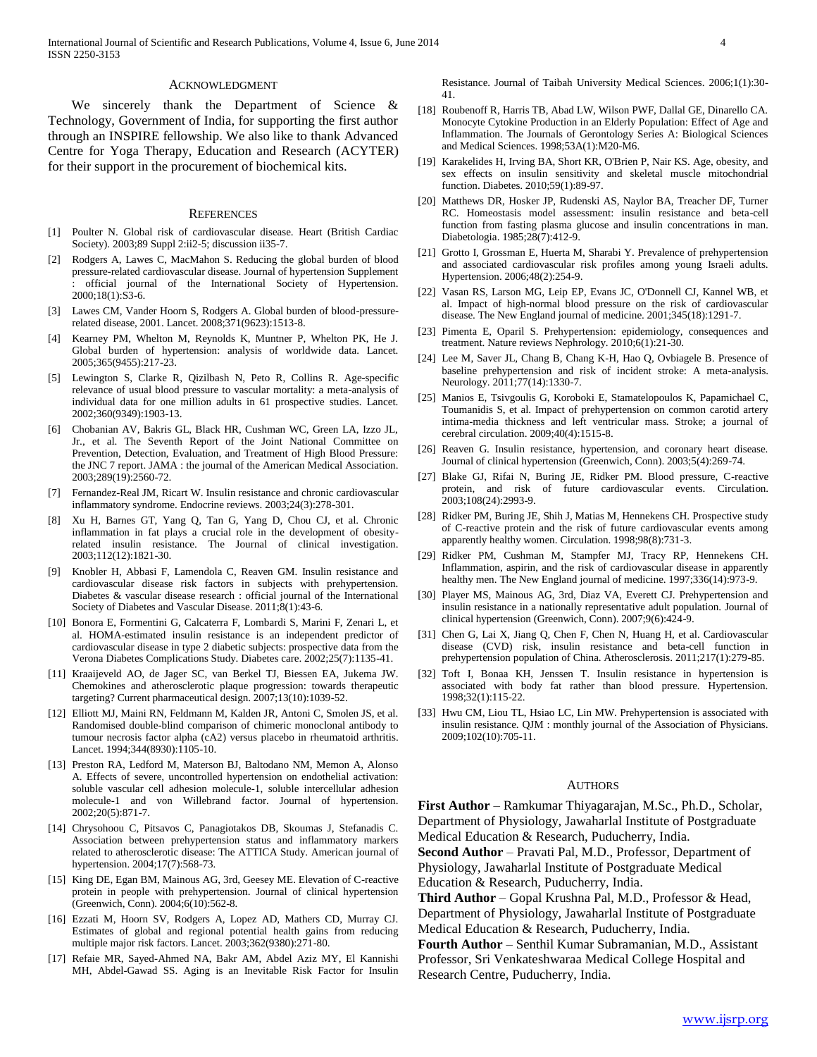## Acknowledgment

We sincerely thank the Department of Science & Technology, Government of India, for supporting the first author through an INSPIRE fellowship. We also like to thank Advanced Centre for Yoga Therapy, Education and Research (ACYTER) for their support in the procurement of biochemical kits.

## References

[1] Poulter N. Global risk of cardiovascular disease. Heart (British Cardiac Society). 2003;89 Suppl 2:ii2-5; discussion ii35-7.

[2] Rodgers A, Lawes C, MacMahon S. Reducing the global burden of blood pressure-related cardiovascular disease. Journal of hypertension Supplement : official journal of the International Society of Hypertension. 2000;18(1):S3-6.

[3] Lawes CM, Vander Hoorn S, Rodgers A. Global burden of blood-pressure-related disease, 2001. Lancet. 2008;371(9623):1513-8.

[4] Kearney PM, Whelton M, Reynolds K, Muntner P, Whelton PK, He J. Global burden of hypertension: analysis of worldwide data. Lancet. 2005;365(9455):217-23.

[5] Lewington S, Clarke R, Qizilbash N, Peto R, Collins R. Age-specific relevance of usual blood pressure to vascular mortality: a meta-analysis of individual data for one million adults in 61 prospective studies. Lancet. 2002;360(9349):1903-13.

[6] Chobanian AV, Bakris GL, Black HR, Cushman WC, Green LA, Izzo JL, Jr., et al. The Seventh Report of the Joint National Committee on Prevention, Detection, Evaluation, and Treatment of High Blood Pressure: the JNC 7 report. JAMA : the journal of the American Medical Association. 2003;289(19):2560-72.

[7] Fernandez-Real JM, Ricart W. Insulin resistance and chronic cardiovascular inflammatory syndrome. Endocrine reviews. 2003;24(3):278-301.

[8] Xu H, Barnes GT, Yang Q, Tan G, Yang D, Chou CJ, et al. Chronic inflammation in fat plays a crucial role in the development of obesity-related insulin resistance. The Journal of clinical investigation. 2003;112(12):1821-30.

[9] Knobler H, Abbasi F, Lamendola C, Reaven GM. Insulin resistance and cardiovascular disease risk factors in subjects with prehypertension. Diabetes & vascular disease research : official journal of the International Society of Diabetes and Vascular Disease. 2011;8(1):43-6.

[10] Bonora E, Formentini G, Calcaterra F, Lombardi S, Marini F, Zenari L, et al. HOMA-estimated insulin resistance is an independent predictor of cardiovascular disease in type 2 diabetic subjects: prospective data from the Verona Diabetes Complications Study. Diabetes care. 2002;25(7):1135-41.

[11] Kraaijeveld AO, de Jager SC, van Berkel TJ, Biessen EA, Jukema JW. Chemokines and atherosclerotic plaque progression: towards therapeutic targeting? Current pharmaceutical design. 2007;13(10):1039-52.

[12] Elliott MJ, Maini RN, Feldmann M, Kalden JR, Antoni C, Smolen JS, et al. Randomised double-blind comparison of chimeric monoclonal antibody to tumour necrosis factor alpha (cA2) versus placebo in rheumatoid arthritis. Lancet. 1994;344(8930):1105-10.

[13] Preston RA, Ledford M, Materson BJ, Baltodano NM, Memon A, Alonso A. Effects of severe, uncontrolled hypertension on endothelial activation: soluble vascular cell adhesion molecule-1, soluble intercellular adhesion molecule-1 and von Willebrand factor. Journal of hypertension. 2002;20(5):871-7.

[14] Chrysohoou C, Pitsavos C, Panagiotakos DB, Skoumas J, Stefanadis C. Association between prehypertension status and inflammatory markers related to atherosclerotic disease: The ATTICA Study. American journal of hypertension. 2004;17(7):568-73.

[15] King DE, Egan BM, Mainous AG, 3rd, Geesey ME. Elevation of C-reactive protein in people with prehypertension. Journal of clinical hypertension (Greenwich, Conn). 2004;6(10):562-8.

[16] Ezzati M, Hoorn SV, Rodgers A, Lopez AD, Mathers CD, Murray CJ. Estimates of global and regional potential health gains from reducing multiple major risk factors. Lancet. 2003;362(9380):271-80.

[17] Refaie MR, Sayed-Ahmed NA, Bakr AM, Abdel Aziz MY, El Kannishi MH, Abdel-Gawad SS. Aging is an Inevitable Risk Factor for Insulin Resistance. Journal of Taibah University Medical Sciences. 2006;1(1):30-41.

[18] Roubenoff R, Harris TB, Abad LW, Wilson PWF, Dallal GE, Dinarello CA. Monocyte Cytokine Production in an Elderly Population: Effect of Age and Inflammation. The Journals of Gerontology Series A: Biological Sciences and Medical Sciences. 1998;53A(1):M20-M6.

[19] Karakelides H, Irving BA, Short KR, O'Brien P, Nair KS. Age, obesity, and sex effects on insulin sensitivity and skeletal muscle mitochondrial function. Diabetes. 2010;59(1):89-97.

[20] Matthews DR, Hosker JP, Rudenski AS, Naylor BA, Treacher DF, Turner RC. Homeostasis model assessment: insulin resistance and beta-cell function from fasting plasma glucose and insulin concentrations in man. Diabetologia. 1985;28(7):412-9.

[21] Grotto I, Grossman E, Huerta M, Sharabi Y. Prevalence of prehypertension and associated cardiovascular risk profiles among young Israeli adults. Hypertension. 2006;48(2):254-9.

[22] Vasan RS, Larson MG, Leip EP, Evans JC, O'Donnell CJ, Kannel WB, et al. Impact of high-normal blood pressure on the risk of cardiovascular disease. The New England journal of medicine. 2001;345(18):1291-7.

[23] Pimenta E, Oparil S. Prehypertension: epidemiology, consequences and treatment. Nature reviews Nephrology. 2010;6(1):21-30.

[24] Lee M, Saver JL, Chang B, Chang K-H, Hao Q, Ovbiagele B. Presence of baseline prehypertension and risk of incident stroke: A meta-analysis. Neurology. 2011;77(14):1330-7.

[25] Manios E, Tsivgoulis G, Koroboki E, Stamatelopoulos K, Papamichael C, Toumanidis S, et al. Impact of prehypertension on common carotid artery intima-media thickness and left ventricular mass. Stroke; a journal of cerebral circulation. 2009;40(4):1515-8.

[26] Reaven G. Insulin resistance, hypertension, and coronary heart disease. Journal of clinical hypertension (Greenwich, Conn). 2003;5(4):269-74.

[27] Blake GJ, Rifai N, Buring JE, Ridker PM. Blood pressure, C-reactive protein, and risk of future cardiovascular events. Circulation. 2003;108(24):2993-9.

[28] Ridker PM, Buring JE, Shih J, Matias M, Hennekens CH. Prospective study of C-reactive protein and the risk of future cardiovascular events among apparently healthy women. Circulation. 1998;98(8):731-3.

[29] Ridker PM, Cushman M, Stampfer MJ, Tracy RP, Hennekens CH. Inflammation, aspirin, and the risk of cardiovascular disease in apparently healthy men. The New England journal of medicine. 1997;336(14):973-9.

[30] Player MS, Mainous AG, 3rd, Diaz VA, Everett CJ. Prehypertension and insulin resistance in a nationally representative adult population. Journal of clinical hypertension (Greenwich, Conn). 2007;9(6):424-9.

[31] Chen G, Lai X, Jiang Q, Chen F, Chen N, Huang H, et al. Cardiovascular disease (CVD) risk, insulin resistance and beta-cell function in prehypertension population of China. Atherosclerosis. 2011;217(1):279-85.

[32] Toft I, Bonaa KH, Jenssen T. Insulin resistance in hypertension is associated with body fat rather than blood pressure. Hypertension. 1998;32(1):115-22.

[33] Hwu CM, Liou TL, Hsiao LC, Lin MW. Prehypertension is associated with insulin resistance. QJM : monthly journal of the Association of Physicians. 2009;102(10):705-11.

## Authors

**First Author** – Ramkumar Thiyagarajan, M.Sc., Ph.D., Scholar, Department of Physiology, Jawaharlal Institute of Postgraduate Medical Education & Research, Puducherry, India.

**Second Author** – Pravati Pal, M.D., Professor, Department of Physiology, Jawaharlal Institute of Postgraduate Medical Education & Research, Puducherry, India.

**Third Author** – Gopal Krushna Pal, M.D., Professor & Head, Department of Physiology, Jawaharlal Institute of Postgraduate Medical Education & Research, Puducherry, India.

**Fourth Author** – Senthil Kumar Subramanian, M.D., Assistant Professor, Sri Venkateshwaraa Medical College Hospital and Research Centre, Puducherry, India.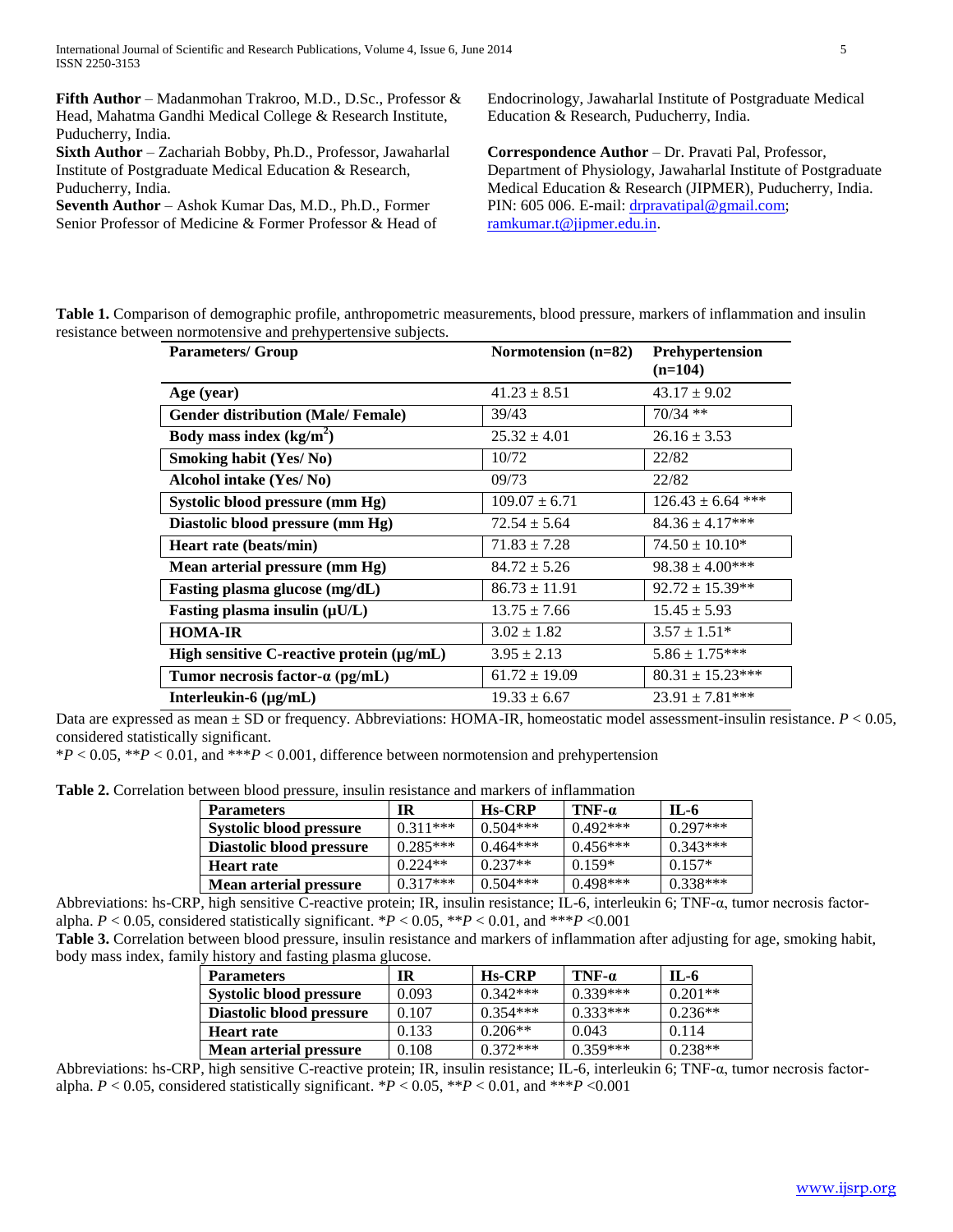**Fifth Author** – Madanmohan Trakroo, M.D., D.Sc., Professor & Head, Mahatma Gandhi Medical College & Research Institute, Puducherry, India.

**Sixth Author** – Zachariah Bobby, Ph.D., Professor, Jawaharlal Institute of Postgraduate Medical Education & Research, Puducherry, India.

**Seventh Author** – Ashok Kumar Das, M.D., Ph.D., Former Senior Professor of Medicine & Former Professor & Head of Endocrinology, Jawaharlal Institute of Postgraduate Medical Education & Research, Puducherry, India.

**Correspondence Author** – Dr. Pravati Pal, Professor, Department of Physiology, Jawaharlal Institute of Postgraduate Medical Education & Research (JIPMER), Puducherry, India. PIN: 605 006. E-mail: drpravatipal@gmail.com; ramkumar.t@jipmer.edu.in.

**Table 1.** Comparison of demographic profile, anthropometric measurements, blood pressure, markers of inflammation and insulin resistance between normotensive and prehypertensive subjects.

| Parameters/ Group | Normotension (n=82) | Prehypertension (n=104) |
|---|---|---|
| **Age (year)** | 41.23 ± 8.51 | 43.17 ± 9.02 |
| **Gender distribution (Male/ Female)** | 39/43 | 70/34 ** |
| **Body mass index ($kg/m^2$)** | 25.32 ± 4.01 | 26.16 ± 3.53 |
| **Smoking habit (Yes/ No)** | 10/72 | 22/82 |
| **Alcohol intake (Yes/ No)** | 09/73 | 22/82 |
| **Systolic blood pressure (mm Hg)** | 109.07 ± 6.71 | 126.43 ± 6.64 *** |
| **Diastolic blood pressure (mm Hg)** | 72.54 ± 5.64 | 84.36 ± 4.17*** |
| **Heart rate (beats/min)** | 71.83 ± 7.28 | 74.50 ± 10.10* |
| **Mean arterial pressure (mm Hg)** | 84.72 ± 5.26 | 98.38 ± 4.00*** |
| **Fasting plasma glucose (mg/dL)** | 86.73 ± 11.91 | 92.72 ± 15.39** |
| **Fasting plasma insulin (µU/L)** | 13.75 ± 7.66 | 15.45 ± 5.93 |
| **HOMA-IR** | 3.02 ± 1.82 | 3.57 ± 1.51* |
| **High sensitive C-reactive protein (µg/mL)** | 3.95 ± 2.13 | 5.86 ± 1.75*** |
| **Tumor necrosis factor-α (pg/mL)** | 61.72 ± 19.09 | 80.31 ± 15.23*** |
| **Interleukin-6 (µg/mL)** | 19.33 ± 6.67 | 23.91 ± 7.81*** |

Data are expressed as mean ± SD or frequency. Abbreviations: HOMA-IR, homeostatic model assessment-insulin resistance. $P < 0.05$, considered statistically significant.

*$P < 0.05$, **$P < 0.01$, and ***$P < 0.001$, difference between normotension and prehypertension

**Table 2.** Correlation between blood pressure, insulin resistance and markers of inflammation

| Parameters | IR | Hs-CRP | TNF-α | IL-6 |
|---|---|---|---|---|
| **Systolic blood pressure** | 0.311*** | 0.504*** | 0.492*** | 0.297*** |
| **Diastolic blood pressure** | 0.285*** | 0.464*** | 0.456*** | 0.343*** |
| **Heart rate** | 0.224** | 0.237** | 0.159* | 0.157* |
| **Mean arterial pressure** | 0.317*** | 0.504*** | 0.498*** | 0.338*** |

Abbreviations: hs-CRP, high sensitive C-reactive protein; IR, insulin resistance; IL-6, interleukin 6; TNF-α, tumor necrosis factor-alpha. $P < 0.05$, considered statistically significant. *$P < 0.05$, **$P < 0.01$, and ***$P < 0.001$

**Table 3.** Correlation between blood pressure, insulin resistance and markers of inflammation after adjusting for age, smoking habit, body mass index, family history and fasting plasma glucose.

| Parameters | IR | Hs-CRP | TNF-α | IL-6 |
|---|---|---|---|---|
| **Systolic blood pressure** | 0.093 | 0.342*** | 0.339*** | 0.201** |
| **Diastolic blood pressure** | 0.107 | 0.354*** | 0.333*** | 0.236** |
| **Heart rate** | 0.133 | 0.206** | 0.043 | 0.114 |
| **Mean arterial pressure** | 0.108 | 0.372*** | 0.359*** | 0.238** |

Abbreviations: hs-CRP, high sensitive C-reactive protein; IR, insulin resistance; IL-6, interleukin 6; TNF-α, tumor necrosis factor-alpha. $P < 0.05$, considered statistically significant. *$P < 0.05$, **$P < 0.01$, and ***$P < 0.001$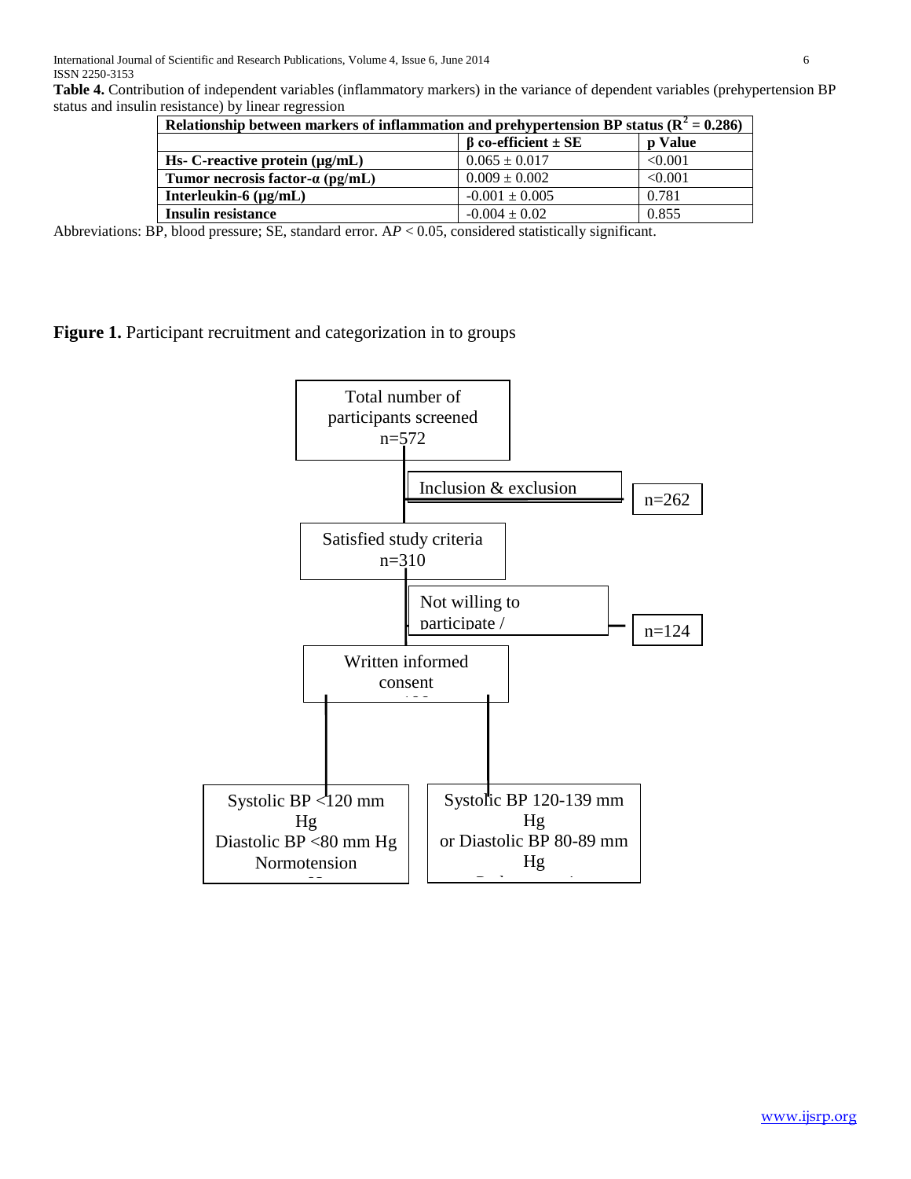**Table 4.** Contribution of independent variables (inflammatory markers) in the variance of dependent variables (prehypertension BP status and insulin resistance) by linear regression

| Relationship between markers of inflammation and prehypertension BP status ($R^2 = 0.286$) | | |
|---|---|---|
| | β co-efficient ± SE | p Value |
| **Hs- C-reactive protein (μg/mL)** | 0.065 ± 0.017 | <0.001 |
| **Tumor necrosis factor-α (pg/mL)** | 0.009 ± 0.002 | <0.001 |
| **Interleukin-6 (μg/mL)** | -0.001 ± 0.005 | 0.781 |
| **Insulin resistance** | -0.004 ± 0.02 | 0.855 |

Abbreviations: BP, blood pressure; SE, standard error. A*P* < 0.05, considered statistically significant.

**Figure 1.** Participant recruitment and categorization in to groups

Total number of participants screened n=572

Inclusion & exclusion

n=262

Satisfied study criteria n=310

Not willing to participate /

n=124

Written informed consent

Systolic BP <120 mm Hg
Diastolic BP <80 mm Hg
Normotension

Systolic BP 120-139 mm Hg
or Diastolic BP 80-89 mm Hg